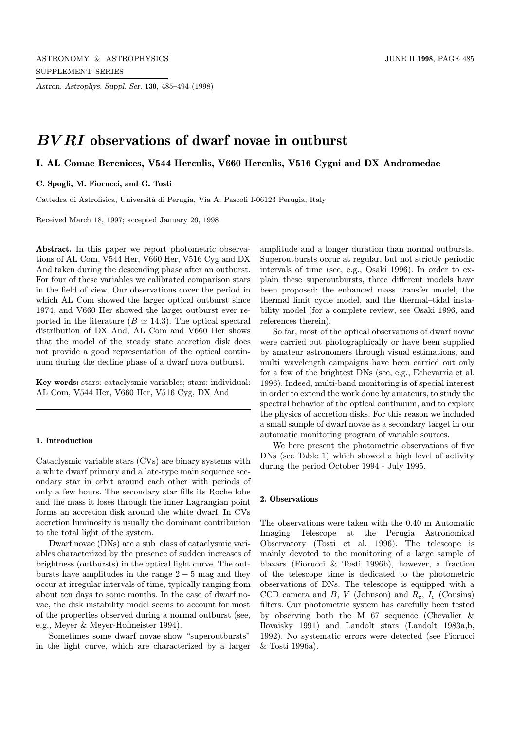# $BVRI$ observations of dwarf novae in outburst

## I. AL Comae Berenices, V544 Herculis, V660 Herculis, V516 Cygni and DX Andromedae

**C. Spogli, M. Fiorucci, and G. Tosti**

Cattedra di Astrofisica, Università di Perugia, Via A. Pascoli I-06123 Perugia, Italy

Received March 18, 1997; accepted January 26, 1998

**Abstract.** In this paper we report photometric observations of AL Com, V544 Her, V660 Her, V516 Cyg and DX And taken during the descending phase after an outburst. For four of these variables we calibrated comparison stars in the field of view. Our observations cover the period in which AL Com showed the larger optical outburst since 1974, and V660 Her showed the larger outburst ever reported in the literature ($B \simeq 14.3$). The optical spectral distribution of DX And, AL Com and V660 Her shows that the model of the steady–state accretion disk does not provide a good representation of the optical continuum during the decline phase of a dwarf nova outburst.

**Key words:** stars: cataclysmic variables; stars: individual: AL Com, V544 Her, V660 Her, V516 Cyg, DX And

### 1. Introduction

Cataclysmic variable stars (CVs) are binary systems with a white dwarf primary and a late-type main sequence secondary star in orbit around each other with periods of only a few hours. The secondary star fills its Roche lobe and the mass it loses through the inner Lagrangian point forms an accretion disk around the white dwarf. In CVs accretion luminosity is usually the dominant contribution to the total light of the system.

Dwarf novae (DNs) are a sub–class of cataclysmic variables characterized by the presence of sudden increases of brightness (outbursts) in the optical light curve. The outbursts have amplitudes in the range $2-5$ mag and they occur at irregular intervals of time, typically ranging from about ten days to some months. In the case of dwarf novae, the disk instability model seems to account for most of the properties observed during a normal outburst (see, e.g., Meyer & Meyer-Hofmeister 1994).

Sometimes some dwarf novae show "superoutbursts" in the light curve, which are characterized by a larger amplitude and a longer duration than normal outbursts. Superoutbursts occur at regular, but not strictly periodic intervals of time (see, e.g., Osaki 1996). In order to explain these superoutbursts, three different models have been proposed: the enhanced mass transfer model, the thermal limit cycle model, and the thermal–tidal instability model (for a complete review, see Osaki 1996, and references therein).

So far, most of the optical observations of dwarf novae were carried out photographically or have been supplied by amateur astronomers through visual estimations, and multi–wavelength campaigns have been carried out only for a few of the brightest DNs (see, e.g., Echevarria et al. 1996). Indeed, multi-band monitoring is of special interest in order to extend the work done by amateurs, to study the spectral behavior of the optical continuum, and to explore the physics of accretion disks. For this reason we included a small sample of dwarf novae as a secondary target in our automatic monitoring program of variable sources.

We here present the photometric observations of five DNs (see Table 1) which showed a high level of activity during the period October 1994 - July 1995.

### 2. Observations

The observations were taken with the 0.40 m Automatic Imaging Telescope at the Perugia Astronomical Observatory (Tosti et al. 1996). The telescope is mainly devoted to the monitoring of a large sample of blazars (Fiorucci & Tosti 1996b), however, a fraction of the telescope time is dedicated to the photometric observations of DNs. The telescope is equipped with a CCD camera and $B$, $V$ (Johnson) and $R_c$, $I_c$ (Cousins) filters. Our photometric system has carefully been tested by observing both the M 67 sequence (Chevalier & Ilovaisky 1991) and Landolt stars (Landolt 1983a,b, 1992). No systematic errors were detected (see Fiorucci & Tosti 1996a).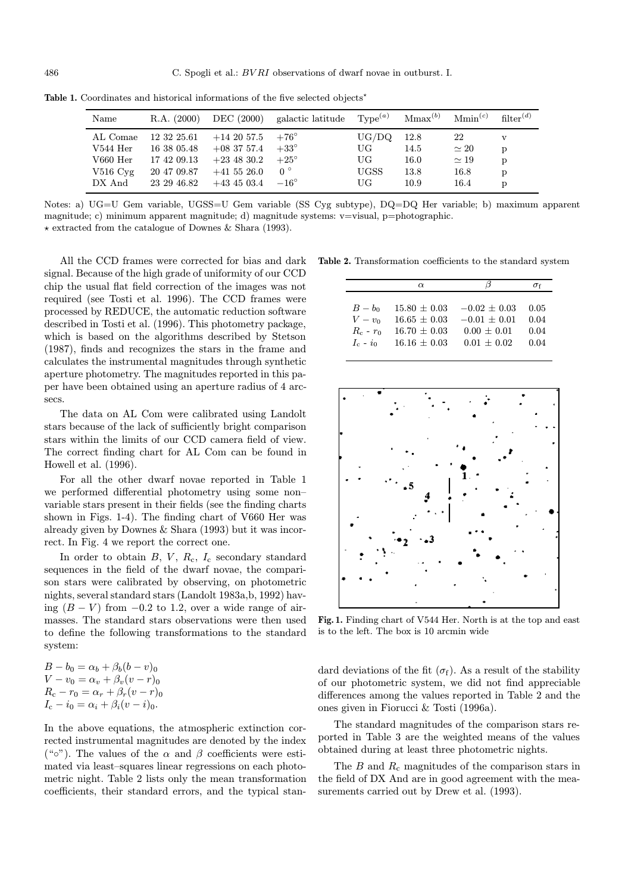**Table 1.** Coordinates and historical informations of the five selected objects*

| Name | R.A. (2000) | DEC (2000) | galactic latitude | Type[(a)] | Mmax[(b)] | Mmin[(c)] | filter[(d)] |
|---|---|---|---|---|---|---|---|
| AL Comae | 12 32 25.61 | +14 20 57.5 | +76° | UG/DQ | 12.8 | 22 | v |
| V544 Her | 16 38 05.48 | +08 37 57.4 | +33° | UG | 14.5 | ≃ 20 | p |
| V660 Her | 17 42 09.13 | +23 48 30.2 | +25° | UG | 16.0 | ≃ 19 | p |
| V516 Cyg | 20 47 09.87 | +41 55 26.0 | 0 ° | UGSS | 13.8 | 16.8 | p |
| DX And | 23 29 46.82 | +43 45 03.4 | −16° | UG | 10.9 | 16.4 | p |

Notes: a) UG=U Gem variable, UGSS=U Gem variable (SS Cyg subtype), DQ=DQ Her variable; b) maximum apparent magnitude; c) minimum apparent magnitude; d) magnitude systems: v=visual, p=photographic.
* extracted from the catalogue of Downes & Shara (1993).

All the CCD frames were corrected for bias and dark signal. Because of the high grade of uniformity of our CCD chip the usual flat field correction of the images was not required (see Tosti et al. 1996). The CCD frames were processed by REDUCE, the automatic reduction software described in Tosti et al. (1996). This photometry package, which is based on the algorithms described by Stetson (1987), finds and recognizes the stars in the frame and calculates the instrumental magnitudes through synthetic aperture photometry. The magnitudes reported in this paper have been obtained using an aperture radius of 4 arcsecs.

The data on AL Com were calibrated using Landolt stars because of the lack of sufficiently bright comparison stars within the limits of our CCD camera field of view. The correct finding chart for AL Com can be found in Howell et al. (1996).

For all the other dwarf novae reported in Table 1 we performed differential photometry using some non–variable stars present in their fields (see the finding charts shown in Figs. 1-4). The finding chart of V660 Her was already given by Downes & Shara (1993) but it was incorrect. In Fig. 4 we report the correct one.

In order to obtain $B$, $V$, $R_{\rm c}$, $I_{\rm c}$ secondary standard sequences in the field of the dwarf novae, the comparison stars were calibrated by observing, on photometric nights, several standard stars (Landolt 1983a,b, 1992) having $(B-V)$ from $-0.2$ to 1.2, over a wide range of airmasses. The standard stars observations were then used to define the following transformations to the standard system:

$$B - b_0 = \alpha_b + \beta_b (b-v)_0$$
$$V - v_0 = \alpha_v + \beta_v (v-r)_0$$
$$R_{\rm c} - r_0 = \alpha_r + \beta_r (v-r)_0$$
$$I_{\rm c} - i_0 = \alpha_i + \beta_i (v-i)_0.$$

In the above equations, the atmospheric extinction corrected instrumental magnitudes are denoted by the index ("∘"). The values of the $\alpha$ and $\beta$ coefficients were estimated via least–squares linear regressions on each photometric night. Table 2 lists only the mean transformation coefficients, their standard errors, and the typical standard deviations of the fit ($\sigma_{\rm f}$). As a result of the stability of our photometric system, we did not find appreciable differences among the values reported in Table 2 and the ones given in Fiorucci & Tosti (1996a).

**Table 2.** Transformation coefficients to the standard system

| | $\alpha$ | $\beta$ | $\sigma_{\rm f}$ |
|---|---|---|---|
| $B - b_0$ | 15.80 ± 0.03 | −0.02 ± 0.03 | 0.05 |
| $V - v_0$ | 16.65 ± 0.03 | −0.01 ± 0.01 | 0.04 |
| $R_{\rm c}$ - $r_0$ | 16.70 ± 0.03 | 0.00 ± 0.01 | 0.04 |
| $I_{\rm c}$ - $i_0$ | 16.16 ± 0.03 | 0.01 ± 0.02 | 0.04 |

**Fig. 1.** Finding chart of V544 Her. North is at the top and east is to the left. The box is 10 arcmin wide

The standard magnitudes of the comparison stars reported in Table 3 are the weighted means of the values obtained during at least three photometric nights.

The $B$ and $R_{\rm c}$ magnitudes of the comparison stars in the field of DX And are in good agreement with the measurements carried out by Drew et al. (1993).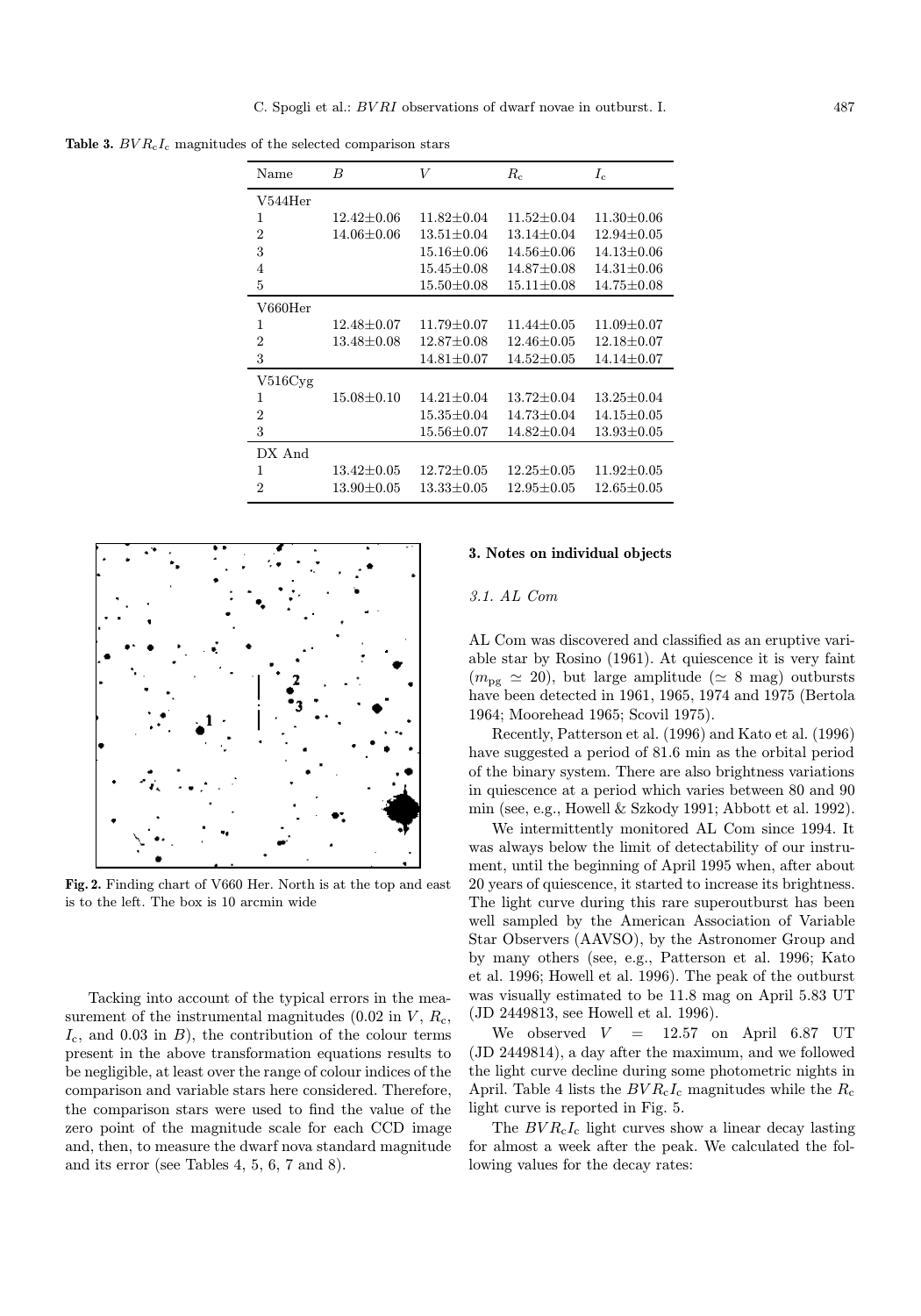**Table 3.** $BVR_cI_c$ magnitudes of the selected comparison stars

| Name | $B$ | $V$ | $R_c$ | $I_c$ |
|---|---|---|---|---|
| V544Her | | | | |
| 1 | 12.42±0.06 | 11.82±0.04 | 11.52±0.04 | 11.30±0.06 |
| 2 | 14.06±0.06 | 13.51±0.04 | 13.14±0.04 | 12.94±0.05 |
| 3 | | 15.16±0.06 | 14.56±0.06 | 14.13±0.06 |
| 4 | | 15.45±0.08 | 14.87±0.08 | 14.31±0.06 |
| 5 | | 15.50±0.08 | 15.11±0.08 | 14.75±0.08 |
| V660Her | | | | |
| 1 | 12.48±0.07 | 11.79±0.07 | 11.44±0.05 | 11.09±0.07 |
| 2 | 13.48±0.08 | 12.87±0.08 | 12.46±0.05 | 12.18±0.07 |
| 3 | | 14.81±0.07 | 14.52±0.05 | 14.14±0.07 |
| V516Cyg | | | | |
| 1 | 15.08±0.10 | 14.21±0.04 | 13.72±0.04 | 13.25±0.04 |
| 2 | | 15.35±0.04 | 14.73±0.04 | 14.15±0.05 |
| 3 | | 15.56±0.07 | 14.82±0.04 | 13.93±0.05 |
| DX And | | | | |
| 1 | 13.42±0.05 | 12.72±0.05 | 12.25±0.05 | 11.92±0.05 |
| 2 | 13.90±0.05 | 13.33±0.05 | 12.95±0.05 | 12.65±0.05 |

**Fig. 2.** Finding chart of V660 Her. North is at the top and east is to the left. The box is 10 arcmin wide

Tacking into account of the typical errors in the measurement of the instrumental magnitudes (0.02 in $V$, $R_c$, $I_c$, and 0.03 in $B$), the contribution of the colour terms present in the above transformation equations results to be negligible, at least over the range of colour indices of the comparison and variable stars here considered. Therefore, the comparison stars were used to find the value of the zero point of the magnitude scale for each CCD image and, then, to measure the dwarf nova standard magnitude and its error (see Tables 4, 5, 6, 7 and 8).

## 3. Notes on individual objects

### 3.1. AL Com

AL Com was discovered and classified as an eruptive variable star by Rosino (1961). At quiescence it is very faint ($m_{pg} \simeq 20$), but large amplitude ($\simeq 8$ mag) outbursts have been detected in 1961, 1965, 1974 and 1975 (Bertola 1964; Moorehead 1965; Scovil 1975).

Recently, Patterson et al. (1996) and Kato et al. (1996) have suggested a period of 81.6 min as the orbital period of the binary system. There are also brightness variations in quiescence at a period which varies between 80 and 90 min (see, e.g., Howell & Szkody 1991; Abbott et al. 1992).

We intermittently monitored AL Com since 1994. It was always below the limit of detectability of our instrument, until the beginning of April 1995 when, after about 20 years of quiescence, it started to increase its brightness. The light curve during this rare superoutburst has been well sampled by the American Association of Variable Star Observers (AAVSO), by the Astronomer Group and by many others (see, e.g., Patterson et al. 1996; Kato et al. 1996; Howell et al. 1996). The peak of the outburst was visually estimated to be 11.8 mag on April 5.83 UT (JD 2449813, see Howell et al. 1996).

We observed $V = 12.57$ on April 6.87 UT (JD 2449814), a day after the maximum, and we followed the light curve decline during some photometric nights in April. Table 4 lists the $BVR_cI_c$ magnitudes while the $R_c$ light curve is reported in Fig. 5.

The $BVR_cI_c$ light curves show a linear decay lasting for almost a week after the peak. We calculated the following values for the decay rates: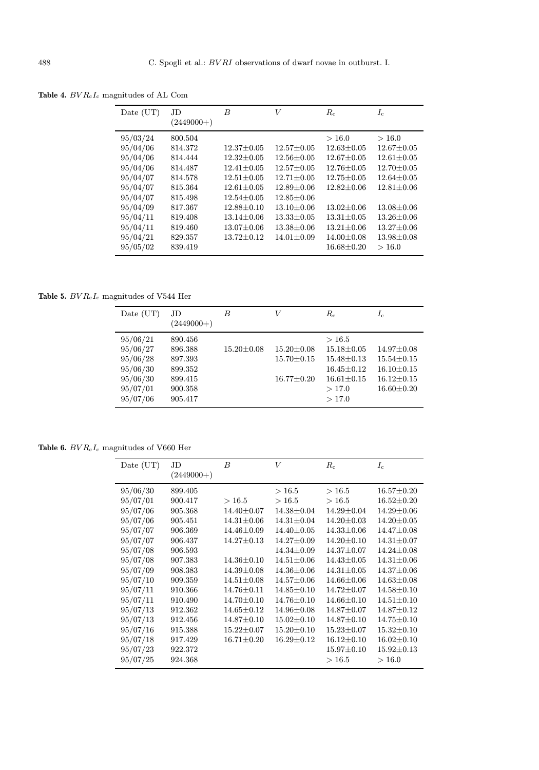**Table 4.** $BVR_cI_c$ magnitudes of AL Com

| Date (UT) | JD (2449000+) | $B$ | $V$ | $R_c$ | $I_c$ |
|---|---|---|---|---|---|
| 95/03/24 | 800.504 | | | $>16.0$ | $>16.0$ |
| 95/04/06 | 814.372 | 12.37±0.05 | 12.57±0.05 | 12.63±0.05 | 12.67±0.05 |
| 95/04/06 | 814.444 | 12.32±0.05 | 12.56±0.05 | 12.67±0.05 | 12.61±0.05 |
| 95/04/06 | 814.487 | 12.41±0.05 | 12.57±0.05 | 12.76±0.05 | 12.70±0.05 |
| 95/04/07 | 814.578 | 12.51±0.05 | 12.71±0.05 | 12.75±0.05 | 12.64±0.05 |
| 95/04/07 | 815.364 | 12.61±0.05 | 12.89±0.06 | 12.82±0.06 | 12.81±0.06 |
| 95/04/07 | 815.498 | 12.54±0.05 | 12.85±0.06 | | |
| 95/04/09 | 817.367 | 12.88±0.10 | 13.10±0.06 | 13.02±0.06 | 13.08±0.06 |
| 95/04/11 | 819.408 | 13.14±0.06 | 13.33±0.05 | 13.31±0.05 | 13.26±0.06 |
| 95/04/11 | 819.460 | 13.07±0.06 | 13.38±0.06 | 13.21±0.06 | 13.27±0.06 |
| 95/04/21 | 829.357 | 13.72±0.12 | 14.01±0.09 | 14.00±0.08 | 13.98±0.08 |
| 95/05/02 | 839.419 | | | 16.68±0.20 | $>16.0$ |

**Table 5.** $BVR_cI_c$ magnitudes of V544 Her

| Date (UT) | JD (2449000+) | $B$ | $V$ | $R_c$ | $I_c$ |
|---|---|---|---|---|---|
| 95/06/21 | 890.456 | | | $>16.5$ | |
| 95/06/27 | 896.388 | 15.20±0.08 | 15.20±0.08 | 15.18±0.05 | 14.97±0.08 |
| 95/06/28 | 897.393 | | 15.70±0.15 | 15.48±0.13 | 15.54±0.15 |
| 95/06/30 | 899.352 | | | 16.45±0.12 | 16.10±0.15 |
| 95/06/30 | 899.415 | | 16.77±0.20 | 16.61±0.15 | 16.12±0.15 |
| 95/07/01 | 900.358 | | | $>17.0$ | 16.60±0.20 |
| 95/07/06 | 905.417 | | | $>17.0$ | |

**Table 6.** $BVR_cI_c$ magnitudes of V660 Her

| Date (UT) | JD (2449000+) | $B$ | $V$ | $R_c$ | $I_c$ |
|---|---|---|---|---|---|
| 95/06/30 | 899.405 | | $>16.5$ | $>16.5$ | 16.57±0.20 |
| 95/07/01 | 900.417 | $>16.5$ | $>16.5$ | $>16.5$ | 16.52±0.20 |
| 95/07/06 | 905.368 | 14.40±0.07 | 14.38±0.04 | 14.29±0.04 | 14.29±0.06 |
| 95/07/06 | 905.451 | 14.31±0.06 | 14.31±0.04 | 14.20±0.03 | 14.20±0.05 |
| 95/07/07 | 906.369 | 14.46±0.09 | 14.40±0.05 | 14.33±0.06 | 14.47±0.08 |
| 95/07/07 | 906.437 | 14.27±0.13 | 14.27±0.09 | 14.20±0.10 | 14.31±0.07 |
| 95/07/08 | 906.593 | | 14.34±0.09 | 14.37±0.07 | 14.24±0.08 |
| 95/07/08 | 907.383 | 14.36±0.10 | 14.51±0.06 | 14.43±0.05 | 14.31±0.06 |
| 95/07/09 | 908.383 | 14.39±0.08 | 14.36±0.06 | 14.31±0.05 | 14.37±0.06 |
| 95/07/10 | 909.359 | 14.51±0.08 | 14.57±0.06 | 14.66±0.06 | 14.63±0.08 |
| 95/07/11 | 910.366 | 14.76±0.11 | 14.85±0.10 | 14.72±0.07 | 14.58±0.10 |
| 95/07/11 | 910.490 | 14.70±0.10 | 14.76±0.10 | 14.66±0.10 | 14.51±0.10 |
| 95/07/13 | 912.362 | 14.65±0.12 | 14.96±0.08 | 14.87±0.07 | 14.87±0.12 |
| 95/07/13 | 912.456 | 14.87±0.10 | 15.02±0.10 | 14.87±0.10 | 14.75±0.10 |
| 95/07/16 | 915.388 | 15.22±0.07 | 15.20±0.10 | 15.23±0.07 | 15.32±0.10 |
| 95/07/18 | 917.429 | 16.71±0.20 | 16.29±0.12 | 16.12±0.10 | 16.02±0.10 |
| 95/07/23 | 922.372 | | | 15.97±0.10 | 15.92±0.13 |
| 95/07/25 | 924.368 | | | $>16.5$ | $>16.0$ |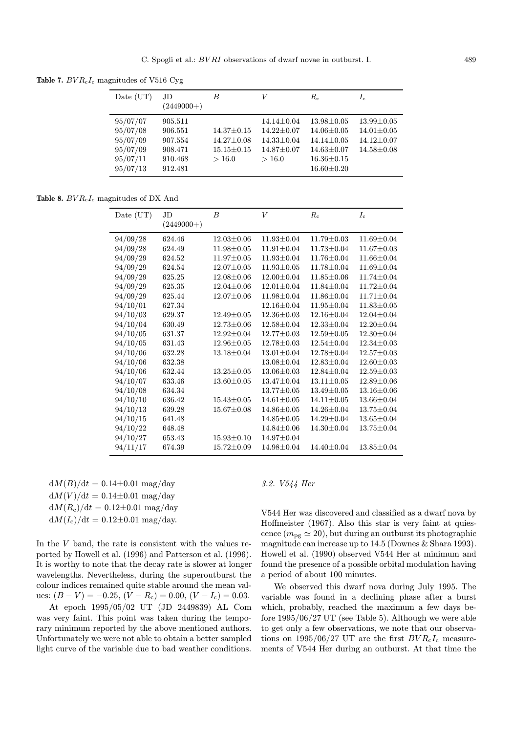**Table 7.** $BVR_cI_c$ magnitudes of V516 Cyg

| Date (UT) | JD (2449000+) | $B$ | $V$ | $R_c$ | $I_c$ |
|---|---|---|---|---|---|
| 95/07/07 | 905.511 | | 14.14±0.04 | 13.98±0.05 | 13.99±0.05 |
| 95/07/08 | 906.551 | 14.37±0.15 | 14.22±0.07 | 14.06±0.05 | 14.01±0.05 |
| 95/07/09 | 907.554 | 14.27±0.08 | 14.33±0.04 | 14.14±0.05 | 14.12±0.07 |
| 95/07/09 | 908.471 | 15.15±0.15 | 14.87±0.07 | 14.63±0.07 | 14.58±0.08 |
| 95/07/11 | 910.468 | > 16.0 | > 16.0 | 16.36±0.15 | |
| 95/07/13 | 912.481 | | | 16.60±0.20 | |

**Table 8.** $BVR_cI_c$ magnitudes of DX And

| Date (UT) | JD (2449000+) | $B$ | $V$ | $R_c$ | $I_c$ |
|---|---|---|---|---|---|
| 94/09/28 | 624.46 | 12.03±0.06 | 11.93±0.04 | 11.79±0.03 | 11.69±0.04 |
| 94/09/28 | 624.49 | 11.98±0.05 | 11.91±0.04 | 11.73±0.04 | 11.67±0.03 |
| 94/09/29 | 624.52 | 11.97±0.05 | 11.93±0.04 | 11.76±0.04 | 11.66±0.04 |
| 94/09/29 | 624.54 | 12.07±0.05 | 11.93±0.05 | 11.78±0.04 | 11.69±0.04 |
| 94/09/29 | 625.25 | 12.08±0.06 | 12.00±0.04 | 11.85±0.06 | 11.74±0.04 |
| 94/09/29 | 625.35 | 12.04±0.06 | 12.01±0.04 | 11.84±0.04 | 11.72±0.04 |
| 94/09/29 | 625.44 | 12.07±0.06 | 11.98±0.04 | 11.86±0.04 | 11.71±0.04 |
| 94/10/01 | 627.34 | | 12.16±0.04 | 11.95±0.04 | 11.83±0.05 |
| 94/10/03 | 629.37 | 12.49±0.05 | 12.36±0.03 | 12.16±0.04 | 12.04±0.04 |
| 94/10/04 | 630.49 | 12.73±0.06 | 12.58±0.04 | 12.33±0.04 | 12.20±0.04 |
| 94/10/05 | 631.37 | 12.92±0.04 | 12.77±0.03 | 12.59±0.05 | 12.30±0.04 |
| 94/10/05 | 631.43 | 12.96±0.05 | 12.78±0.03 | 12.54±0.04 | 12.34±0.03 |
| 94/10/06 | 632.28 | 13.18±0.04 | 13.01±0.04 | 12.78±0.04 | 12.57±0.03 |
| 94/10/06 | 632.38 | | 13.08±0.04 | 12.83±0.04 | 12.60±0.03 |
| 94/10/06 | 632.44 | 13.25±0.05 | 13.06±0.03 | 12.84±0.04 | 12.59±0.03 |
| 94/10/07 | 633.46 | 13.60±0.05 | 13.47±0.04 | 13.11±0.05 | 12.89±0.06 |
| 94/10/08 | 634.34 | | 13.77±0.05 | 13.49±0.05 | 13.16±0.06 |
| 94/10/10 | 636.42 | 15.43±0.05 | 14.61±0.05 | 14.11±0.05 | 13.66±0.04 |
| 94/10/13 | 639.28 | 15.67±0.08 | 14.86±0.05 | 14.26±0.04 | 13.75±0.04 |
| 94/10/15 | 641.48 | | 14.85±0.05 | 14.29±0.04 | 13.65±0.04 |
| 94/10/22 | 648.48 | | 14.84±0.06 | 14.30±0.04 | 13.75±0.04 |
| 94/10/27 | 653.43 | 15.93±0.10 | 14.97±0.04 | | |
| 94/11/17 | 674.39 | 15.72±0.09 | 14.98±0.04 | 14.40±0.04 | 13.85±0.04 |

$dM(B)/dt = 0.14 \pm 0.01$ mag/day
$dM(V)/dt = 0.14 \pm 0.01$ mag/day
$dM(R_c)/dt = 0.12 \pm 0.01$ mag/day
$dM(I_c)/dt = 0.12 \pm 0.01$ mag/day.

In the $V$ band, the rate is consistent with the values reported by Howell et al. (1996) and Patterson et al. (1996). It is worthy to note that the decay rate is slower at longer wavelengths. Nevertheless, during the superoutburst the colour indices remained quite stable around the mean values: $(B-V) = -0.25$, $(V-R_c) = 0.00$, $(V-I_c) = 0.03$.

At epoch 1995/05/02 UT (JD 2449839) AL Com was very faint. This point was taken during the temporary minimum reported by the above mentioned authors. Unfortunately we were not able to obtain a better sampled light curve of the variable due to bad weather conditions.

### *3.2. V544 Her*

V544 Her was discovered and classified as a dwarf nova by Hoffmeister (1967). Also this star is very faint at quiescence ($m_{pg} \simeq 20$), but during an outburst its photographic magnitude can increase up to 14.5 (Downes & Shara 1993). Howell et al. (1990) observed V544 Her at minimum and found the presence of a possible orbital modulation having a period of about 100 minutes.

We observed this dwarf nova during July 1995. The variable was found in a declining phase after a burst which, probably, reached the maximum a few days before 1995/06/27 UT (see Table 5). Although we were able to get only a few observations, we note that our observations on 1995/06/27 UT are the first $BVR_cI_c$ measurements of V544 Her during an outburst. At that time the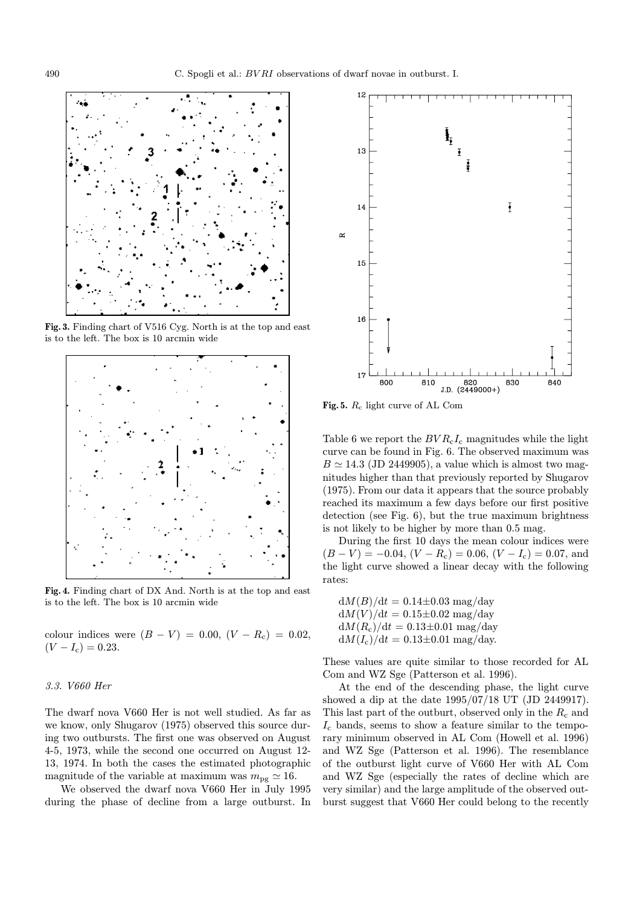**Fig. 3.** Finding chart of V516 Cyg. North is at the top and east is to the left. The box is 10 arcmin wide

**Fig. 4.** Finding chart of DX And. North is at the top and east is to the left. The box is 10 arcmin wide

colour indices were $(B-V) = 0.00$, $(V-R_c) = 0.02$, $(V-I_c) = 0.23$.

### 3.3. V660 Her

The dwarf nova V660 Her is not well studied. As far as we know, only Shugarov (1975) observed this source during two outbursts. The first one was observed on August 4-5, 1973, while the second one occurred on August 12-13, 1974. In both the cases the estimated photographic magnitude of the variable at maximum was $m_{pg} \simeq 16$.

We observed the dwarf nova V660 Her in July 1995 during the phase of decline from a large outburst. In

**Fig. 5.** $R_c$ light curve of AL Com

Table 6 we report the $BVR_cI_c$ magnitudes while the light curve can be found in Fig. 6. The observed maximum was $B \simeq 14.3$ (JD 2449905), a value which is almost two magnitudes higher than that previously reported by Shugarov (1975). From our data it appears that the source probably reached its maximum a few days before our first positive detection (see Fig. 6), but the true maximum brightness is not likely to be higher by more than 0.5 mag.

During the first 10 days the mean colour indices were $(B-V) = -0.04$, $(V-R_c) = 0.06$, $(V-I_c) = 0.07$, and the light curve showed a linear decay with the following rates:

$\mathrm{d}M(B)/\mathrm{d}t = 0.14 \pm 0.03$ mag/day
$\mathrm{d}M(V)/\mathrm{d}t = 0.15 \pm 0.02$ mag/day
$\mathrm{d}M(R_c)/\mathrm{d}t = 0.13 \pm 0.01$ mag/day
$\mathrm{d}M(I_c)/\mathrm{d}t = 0.13 \pm 0.01$ mag/day.

These values are quite similar to those recorded for AL Com and WZ Sge (Patterson et al. 1996).

At the end of the descending phase, the light curve showed a dip at the date 1995/07/18 UT (JD 2449917). This last part of the outburst, observed only in the $R_c$ and $I_c$ bands, seems to show a feature similar to the temporary minimum observed in AL Com (Howell et al. 1996) and WZ Sge (Patterson et al. 1996). The resemblance of the outburst light curve of V660 Her with AL Com and WZ Sge (especially the rates of decline which are very similar) and the large amplitude of the observed outburst suggest that V660 Her could belong to the recently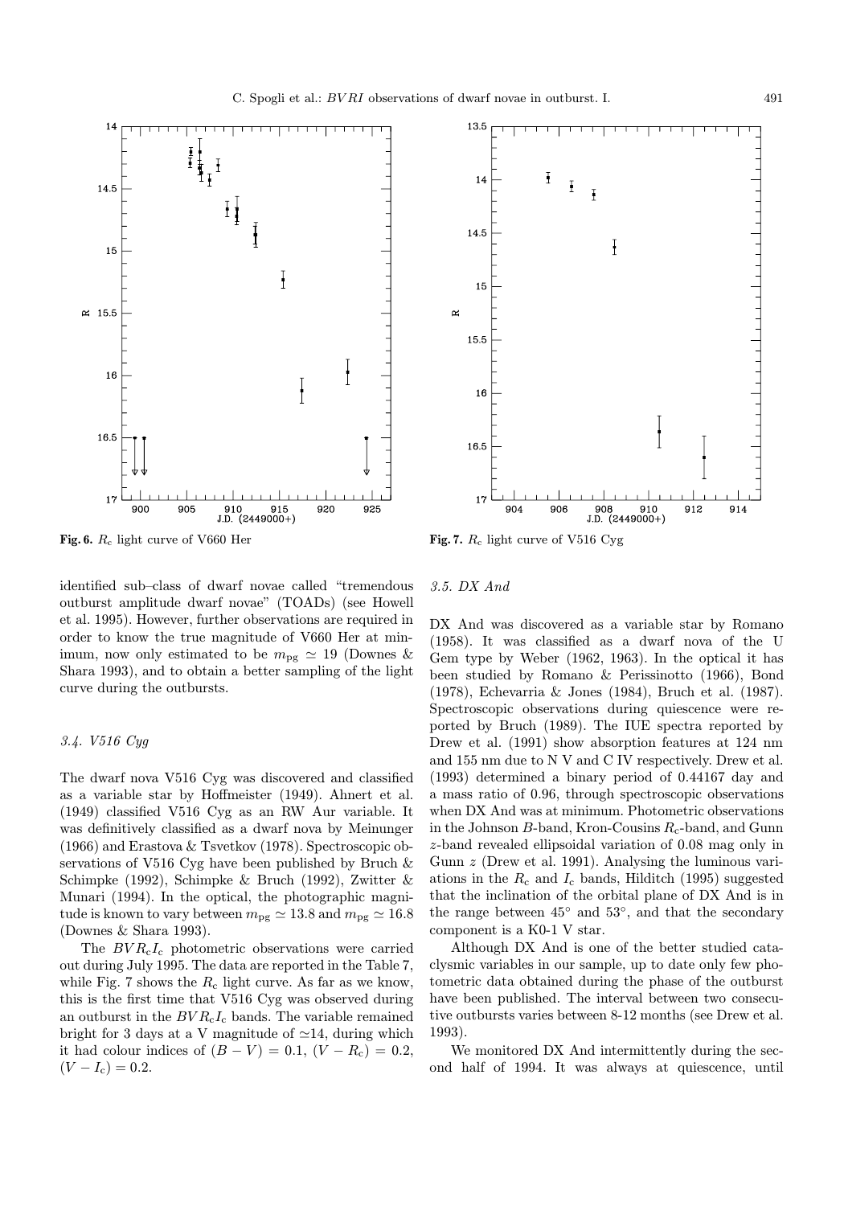**Fig. 6.** $R_c$ light curve of V660 Her

**Fig. 7.** $R_c$ light curve of V516 Cyg

identified sub–class of dwarf novae called "tremendous outburst amplitude dwarf novae" (TOADs) (see Howell et al. 1995). However, further observations are required in order to know the true magnitude of V660 Her at minimum, now only estimated to be $m_{pg} \simeq 19$ (Downes & Shara 1993), and to obtain a better sampling of the light curve during the outbursts.

### 3.4. V516 Cyg

The dwarf nova V516 Cyg was discovered and classified as a variable star by Hoffmeister (1949). Ahnert et al. (1949) classified V516 Cyg as an RW Aur variable. It was definitively classified as a dwarf nova by Meinunger (1966) and Erastova & Tsvetkov (1978). Spectroscopic observations of V516 Cyg have been published by Bruch & Schimpke (1992), Schimpke & Bruch (1992), Zwitter & Munari (1994). In the optical, the photographic magnitude is known to vary between $m_{pg} \simeq 13.8$ and $m_{pg} \simeq 16.8$ (Downes & Shara 1993).

The $BVR_cI_c$ photometric observations were carried out during July 1995. The data are reported in the Table 7, while Fig. 7 shows the $R_c$ light curve. As far as we know, this is the first time that V516 Cyg was observed during an outburst in the $BVR_cI_c$ bands. The variable remained bright for 3 days at a V magnitude of $\simeq$14, during which it had colour indices of $(B-V) = 0.1$, $(V-R_c) = 0.2$, $(V-I_c) = 0.2$.

### 3.5. DX And

DX And was discovered as a variable star by Romano (1958). It was classified as a dwarf nova of the U Gem type by Weber (1962, 1963). In the optical it has been studied by Romano & Perissinotto (1966), Bond (1978), Echevarria & Jones (1984), Bruch et al. (1987). Spectroscopic observations during quiescence were reported by Bruch (1989). The IUE spectra reported by Drew et al. (1991) show absorption features at 124 nm and 155 nm due to N V and C IV respectively. Drew et al. (1993) determined a binary period of 0.44167 day and a mass ratio of 0.96, through spectroscopic observations when DX And was at minimum. Photometric observations in the Johnson $B$-band, Kron-Cousins $R_c$-band, and Gunn $z$-band revealed ellipsoidal variation of 0.08 mag only in Gunn $z$ (Drew et al. 1991). Analysing the luminous variations in the $R_c$ and $I_c$ bands, Hilditch (1995) suggested that the inclination of the orbital plane of DX And is in the range between 45° and 53°, and that the secondary component is a K0-1 V star.

Although DX And is one of the better studied cataclysmic variables in our sample, up to date only few photometric data obtained during the phase of the outburst have been published. The interval between two consecutive outbursts varies between 8-12 months (see Drew et al. 1993).

We monitored DX And intermittently during the second half of 1994. It was always at quiescence, until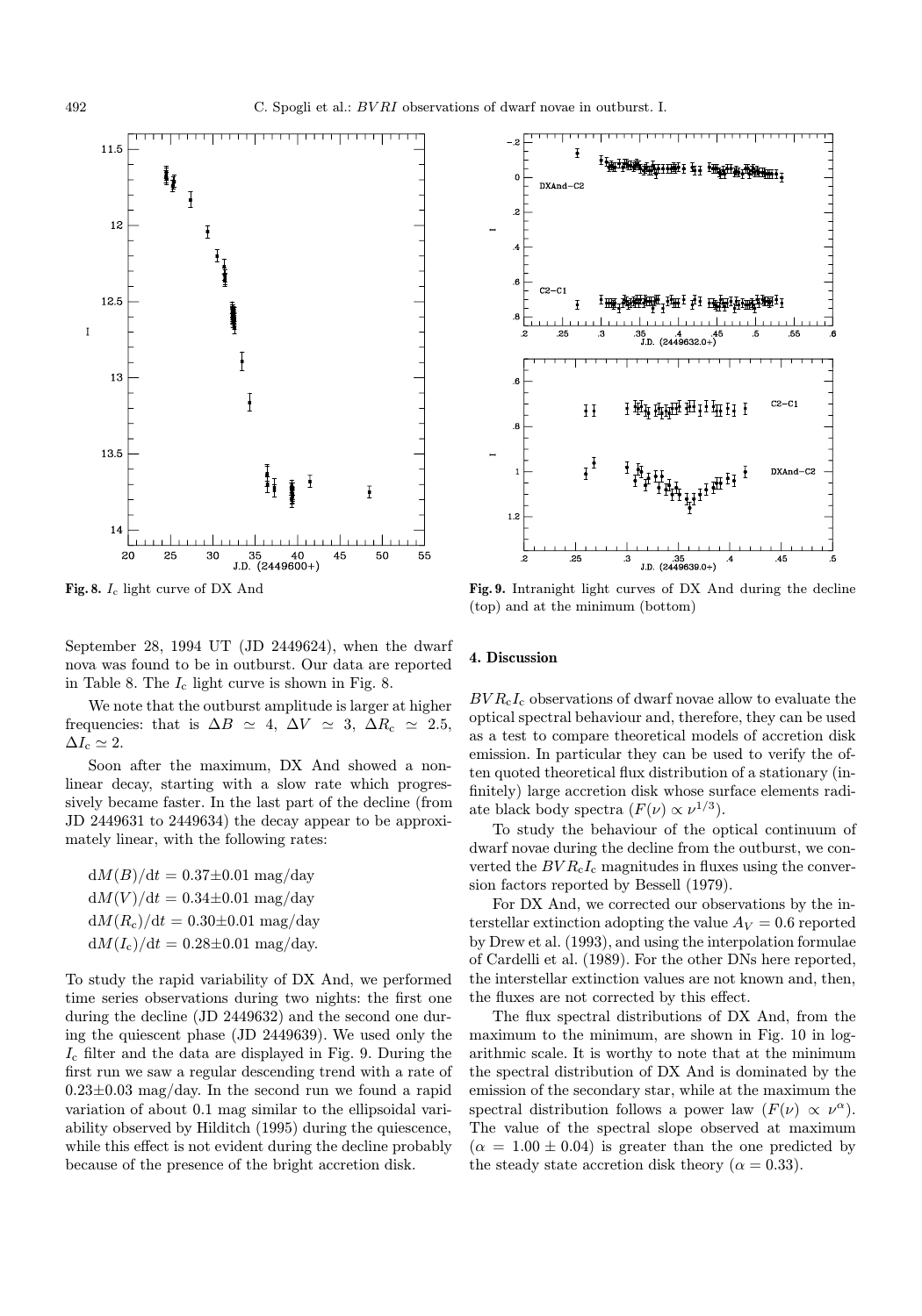**Fig. 8.** $I_c$ light curve of DX And

**Fig. 9.** Intranight light curves of DX And during the decline (top) and at the minimum (bottom)

September 28, 1994 UT (JD 2449624), when the dwarf nova was found to be in outburst. Our data are reported in Table 8. The $I_c$ light curve is shown in Fig. 8.

We note that the outburst amplitude is larger at higher frequencies: that is $\Delta B \simeq 4$, $\Delta V \simeq 3$, $\Delta R_c \simeq 2.5$, $\Delta I_c \simeq 2$.

Soon after the maximum, DX And showed a non-linear decay, starting with a slow rate which progressively became faster. In the last part of the decline (from JD 2449631 to 2449634) the decay appear to be approximately linear, with the following rates:

$$\mathrm{d}M(B)/\mathrm{d}t = 0.37 \pm 0.01 \text{ mag/day}$$
$$\mathrm{d}M(V)/\mathrm{d}t = 0.34 \pm 0.01 \text{ mag/day}$$
$$\mathrm{d}M(R_c)/\mathrm{d}t = 0.30 \pm 0.01 \text{ mag/day}$$
$$\mathrm{d}M(I_c)/\mathrm{d}t = 0.28 \pm 0.01 \text{ mag/day.}$$

To study the rapid variability of DX And, we performed time series observations during two nights: the first one during the decline (JD 2449632) and the second one during the quiescent phase (JD 2449639). We used only the $I_c$ filter and the data are displayed in Fig. 9. During the first run we saw a regular descending trend with a rate of $0.23 \pm 0.03$ mag/day. In the second run we found a rapid variation of about 0.1 mag similar to the ellipsoidal variability observed by Hilditch (1995) during the quiescence, while this effect is not evident during the decline probably because of the presence of the bright accretion disk.

## 4. Discussion

$BVR_cI_c$ observations of dwarf novae allow to evaluate the optical spectral behaviour and, therefore, they can be used as a test to compare theoretical models of accretion disk emission. In particular they can be used to verify the often quoted theoretical flux distribution of a stationary (infinitely) large accretion disk whose surface elements radiate black body spectra ($F(\nu) \propto \nu^{1/3}$).

To study the behaviour of the optical continuum of dwarf novae during the decline from the outburst, we converted the $BVR_cI_c$ magnitudes in fluxes using the conversion factors reported by Bessell (1979).

For DX And, we corrected our observations by the interstellar extinction adopting the value $A_V = 0.6$ reported by Drew et al. (1993), and using the interpolation formulae of Cardelli et al. (1989). For the other DNs here reported, the interstellar extinction values are not known and, then, the fluxes are not corrected by this effect.

The flux spectral distributions of DX And, from the maximum to the minimum, are shown in Fig. 10 in logarithmic scale. It is worthy to note that at the minimum the spectral distribution of DX And is dominated by the emission of the secondary star, while at the maximum the spectral distribution follows a power law ($F(\nu) \propto \nu^{\alpha}$). The value of the spectral slope observed at maximum ($\alpha = 1.00 \pm 0.04$) is greater than the one predicted by the steady state accretion disk theory ($\alpha = 0.33$).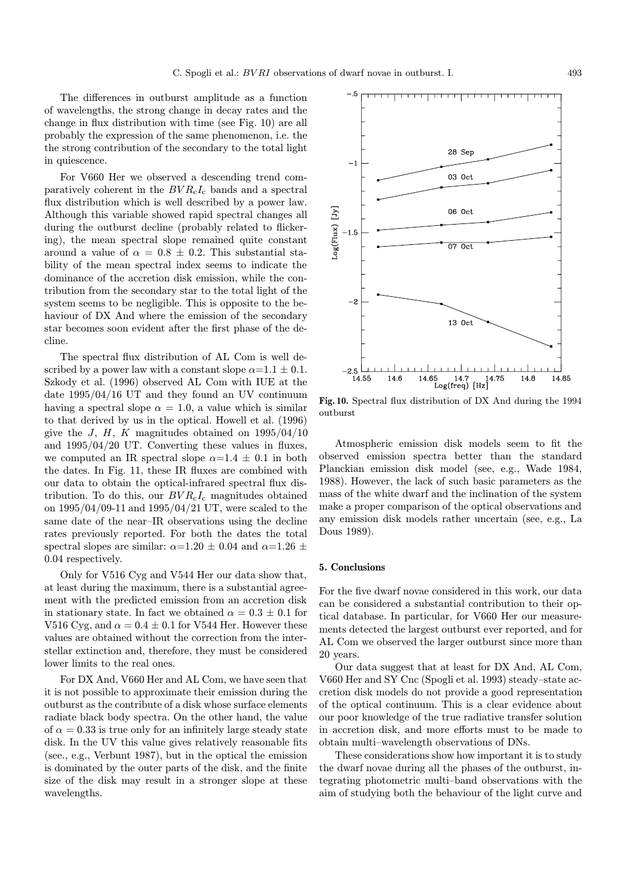The differences in outburst amplitude as a function of wavelengths, the strong change in decay rates and the change in flux distribution with time (see Fig. 10) are all probably the expression of the same phenomenon, i.e. the the strong contribution of the secondary to the total light in quiescence.

For V660 Her we observed a descending trend comparatively coherent in the $BVR_cI_c$ bands and a spectral flux distribution which is well described by a power law. Although this variable showed rapid spectral changes all during the outburst decline (probably related to flickering), the mean spectral slope remained quite constant around a value of $\alpha = 0.8 \pm 0.2$. This substantial stability of the mean spectral index seems to indicate the dominance of the accretion disk emission, while the contribution from the secondary star to the total light of the system seems to be negligible. This is opposite to the behaviour of DX And where the emission of the secondary star becomes soon evident after the first phase of the decline.

The spectral flux distribution of AL Com is well described by a power law with a constant slope $\alpha$=1.1 $\pm$ 0.1. Szkody et al. (1996) observed AL Com with IUE at the date 1995/04/16 UT and they found an UV continuum having a spectral slope $\alpha = 1.0$, a value which is similar to that derived by us in the optical. Howell et al. (1996) give the $J$, $H$, $K$ magnitudes obtained on 1995/04/10 and 1995/04/20 UT. Converting these values in fluxes, we computed an IR spectral slope $\alpha$=1.4 $\pm$ 0.1 in both the dates. In Fig. 11, these IR fluxes are combined with our data to obtain the optical-infrared spectral flux distribution. To do this, our $BVR_cI_c$ magnitudes obtained on 1995/04/09-11 and 1995/04/21 UT, were scaled to the same date of the near–IR observations using the decline rates previously reported. For both the dates the total spectral slopes are similar: $\alpha$=1.20 $\pm$ 0.04 and $\alpha$=1.26 $\pm$ 0.04 respectively.

Only for V516 Cyg and V544 Her our data show that, at least during the maximum, there is a substantial agreement with the predicted emission from an accretion disk in stationary state. In fact we obtained $\alpha = 0.3 \pm 0.1$ for V516 Cyg, and $\alpha = 0.4 \pm 0.1$ for V544 Her. However these values are obtained without the correction from the interstellar extinction and, therefore, they must be considered lower limits to the real ones.

For DX And, V660 Her and AL Com, we have seen that it is not possible to approximate their emission during the outburst as the contribute of a disk whose surface elements radiate black body spectra. On the other hand, the value of $\alpha = 0.33$ is true only for an infinitely large steady state disk. In the UV this value gives relatively reasonable fits (see., e.g., Verbunt 1987), but in the optical the emission is dominated by the outer parts of the disk, and the finite size of the disk may result in a stronger slope at these wavelengths.

**Fig. 10.** Spectral flux distribution of DX And during the 1994 outburst

Atmospheric emission disk models seem to fit the observed emission spectra better than the standard Planckian emission disk model (see, e.g., Wade 1984, 1988). However, the lack of such basic parameters as the mass of the white dwarf and the inclination of the system make a proper comparison of the optical observations and any emission disk models rather uncertain (see, e.g., La Dous 1989).

## 5. Conclusions

For the five dwarf novae considered in this work, our data can be considered a substantial contribution to their optical database. In particular, for V660 Her our measurements detected the largest outburst ever reported, and for AL Com we observed the larger outburst since more than 20 years.

Our data suggest that at least for DX And, AL Com, V660 Her and SY Cnc (Spogli et al. 1993) steady–state accretion disk models do not provide a good representation of the optical continuum. This is a clear evidence about our poor knowledge of the true radiative transfer solution in accretion disk, and more efforts must to be made to obtain multi–wavelength observations of DNs.

These considerations show how important it is to study the dwarf novae during all the phases of the outburst, integrating photometric multi–band observations with the aim of studying both the behaviour of the light curve and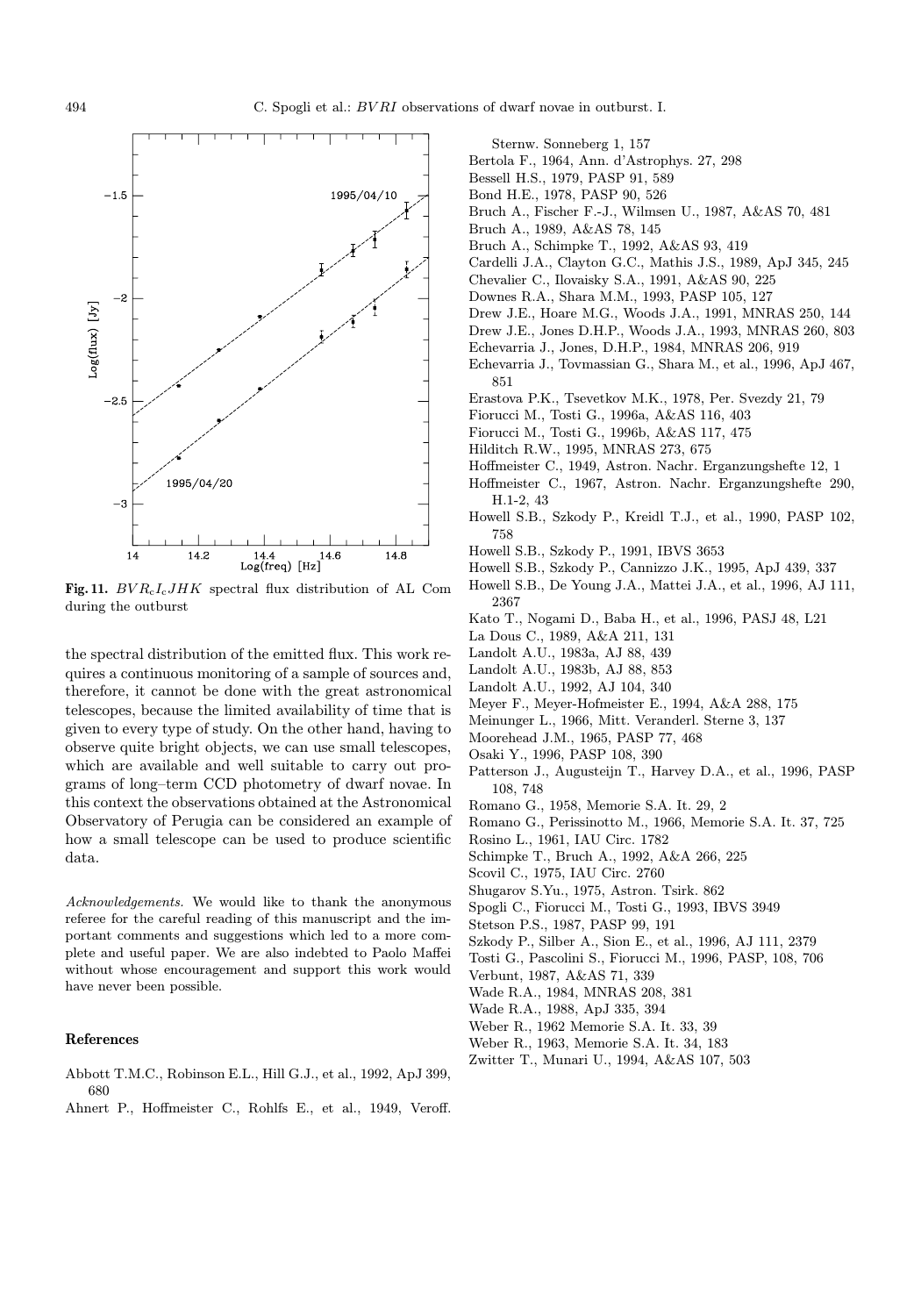Log(flux) [Jy]

Log(freq) [Hz]

1995/04/10

1995/04/20

−1.5

−2

−2.5

−3

14

14.2

14.4

14.6

14.8

**Fig. 11.** $BVR_cI_cJHK$ spectral flux distribution of AL Com during the outburst

the spectral distribution of the emitted flux. This work requires a continuous monitoring of a sample of sources and, therefore, it cannot be done with the great astronomical telescopes, because the limited availability of time that is given to every type of study. On the other hand, having to observe quite bright objects, we can use small telescopes, which are available and well suitable to carry out programs of long–term CCD photometry of dwarf novae. In this context the observations obtained at the Astronomical Observatory of Perugia can be considered an example of how a small telescope can be used to produce scientific data.

*Acknowledgements.* We would like to thank the anonymous referee for the careful reading of this manuscript and the important comments and suggestions which led to a more complete and useful paper. We are also indebted to Paolo Maffei without whose encouragement and support this work would have never been possible.

## References

Abbott T.M.C., Robinson E.L., Hill G.J., et al., 1992, ApJ 399, 680

Ahnert P., Hoffmeister C., Rohlfs E., et al., 1949, Veroff. Sternw. Sonneberg 1, 157

Bertola F., 1964, Ann. d'Astrophys. 27, 298

Bessell H.S., 1979, PASP 91, 589

Bond H.E., 1978, PASP 90, 526

Bruch A., Fischer F.-J., Wilmsen U., 1987, A&AS 70, 481

Bruch A., 1989, A&AS 78, 145

Bruch A., Schimpke T., 1992, A&AS 93, 419

Cardelli J.A., Clayton G.C., Mathis J.S., 1989, ApJ 345, 245

Chevalier C., Ilovaisky S.A., 1991, A&AS 90, 225

Downes R.A., Shara M.M., 1993, PASP 105, 127

Drew J.E., Hoare M.G., Woods J.A., 1991, MNRAS 250, 144

Drew J.E., Jones D.H.P., Woods J.A., 1993, MNRAS 260, 803

Echevarria J., Jones, D.H.P., 1984, MNRAS 206, 919

Echevarria J., Tovmassian G., Shara M., et al., 1996, ApJ 467, 851

Erastova P.K., Tsevetkov M.K., 1978, Per. Svezdy 21, 79

Fiorucci M., Tosti G., 1996a, A&AS 116, 403

Fiorucci M., Tosti G., 1996b, A&AS 117, 475

Hilditch R.W., 1995, MNRAS 273, 675

Hoffmeister C., 1949, Astron. Nachr. Erganzungshefte 12, 1

Hoffmeister C., 1967, Astron. Nachr. Erganzungshefte 290, H.1-2, 43

Howell S.B., Szkody P., Kreidl T.J., et al., 1990, PASP 102, 758

Howell S.B., Szkody P., 1991, IBVS 3653

Howell S.B., Szkody P., Cannizzo J.K., 1995, ApJ 439, 337

Howell S.B., De Young J.A., Mattei J.A., et al., 1996, AJ 111, 2367

Kato T., Nogami D., Baba H., et al., 1996, PASJ 48, L21

La Dous C., 1989, A&A 211, 131

Landolt A.U., 1983a, AJ 88, 439

Landolt A.U., 1983b, AJ 88, 853

Landolt A.U., 1992, AJ 104, 340

Meyer F., Meyer-Hofmeister E., 1994, A&A 288, 175

Meinunger L., 1966, Mitt. Veranderl. Sterne 3, 137

Moorehead J.M., 1965, PASP 77, 468

Osaki Y., 1996, PASP 108, 390

Patterson J., Augusteijn T., Harvey D.A., et al., 1996, PASP 108, 748

Romano G., 1958, Memorie S.A. It. 29, 2

Romano G., Perissinotto M., 1966, Memorie S.A. It. 37, 725

Rosino L., 1961, IAU Circ. 1782

Schimpke T., Bruch A., 1992, A&A 266, 225

Scovil C., 1975, IAU Circ. 2760

Shugarov S.Yu., 1975, Astron. Tsirk. 862

Spogli C., Fiorucci M., Tosti G., 1993, IBVS 3949

Stetson P.S., 1987, PASP 99, 191

Szkody P., Silber A., Sion E., et al., 1996, AJ 111, 2379

Tosti G., Pascolini S., Fiorucci M., 1996, PASP, 108, 706

Verbunt, 1987, A&AS 71, 339

Wade R.A., 1984, MNRAS 208, 381

Wade R.A., 1988, ApJ 335, 394

Weber R., 1962 Memorie S.A. It. 33, 39

Weber R., 1963, Memorie S.A. It. 34, 183

Zwitter T., Munari U., 1994, A&AS 107, 503